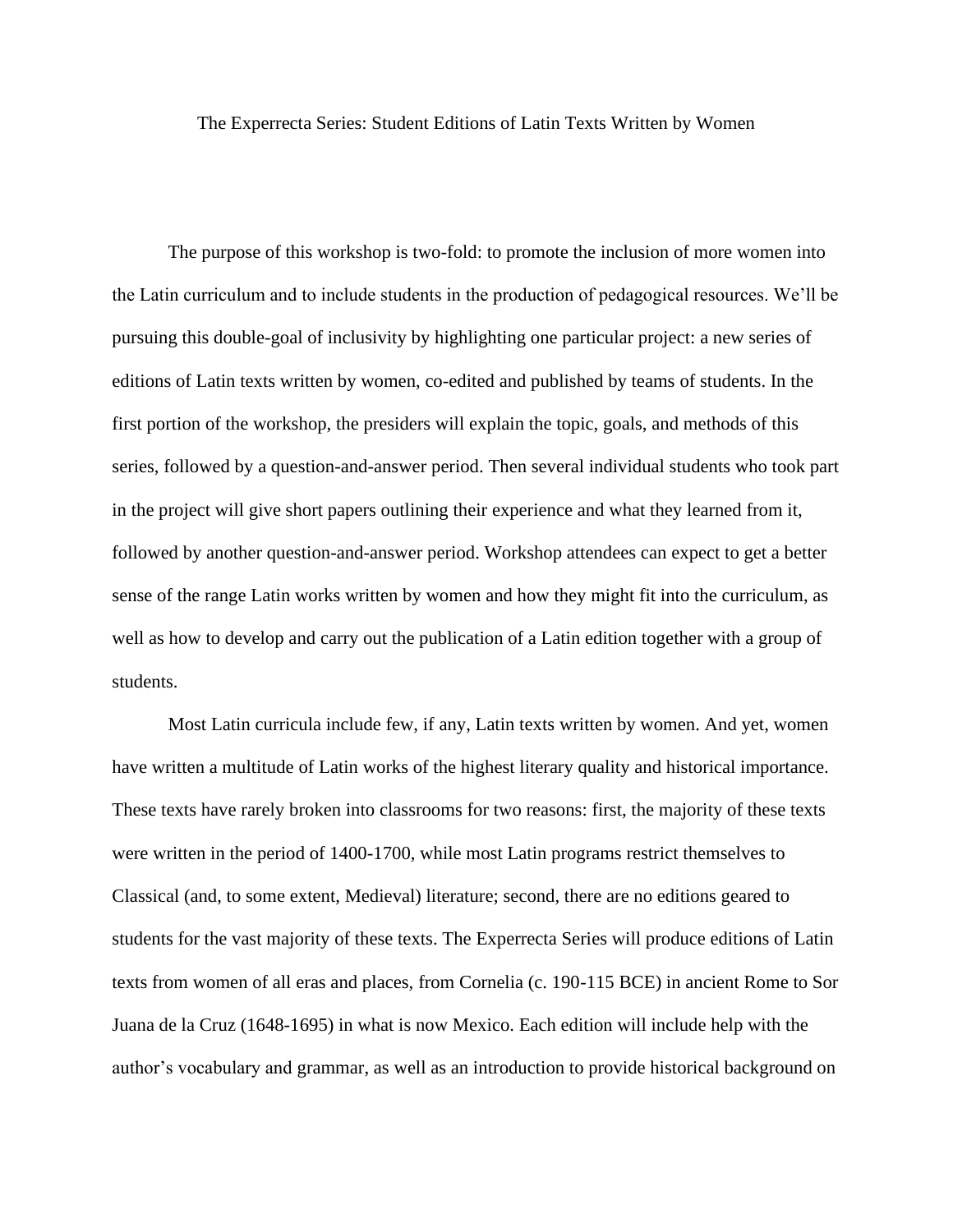# The Experrecta Series: Student Editions of Latin Texts Written by Women

The purpose of this workshop is two-fold: to promote the inclusion of more women into the Latin curriculum and to include students in the production of pedagogical resources. We'll be pursuing this double-goal of inclusivity by highlighting one particular project: a new series of editions of Latin texts written by women, co-edited and published by teams of students. In the first portion of the workshop, the presiders will explain the topic, goals, and methods of this series, followed by a question-and-answer period. Then several individual students who took part in the project will give short papers outlining their experience and what they learned from it, followed by another question-and-answer period. Workshop attendees can expect to get a better sense of the range Latin works written by women and how they might fit into the curriculum, as well as how to develop and carry out the publication of a Latin edition together with a group of students.

Most Latin curricula include few, if any, Latin texts written by women. And yet, women have written a multitude of Latin works of the highest literary quality and historical importance. These texts have rarely broken into classrooms for two reasons: first, the majority of these texts were written in the period of 1400-1700, while most Latin programs restrict themselves to Classical (and, to some extent, Medieval) literature; second, there are no editions geared to students for the vast majority of these texts. The Experrecta Series will produce editions of Latin texts from women of all eras and places, from Cornelia (c. 190-115 BCE) in ancient Rome to Sor Juana de la Cruz (1648-1695) in what is now Mexico. Each edition will include help with the author's vocabulary and grammar, as well as an introduction to provide historical background on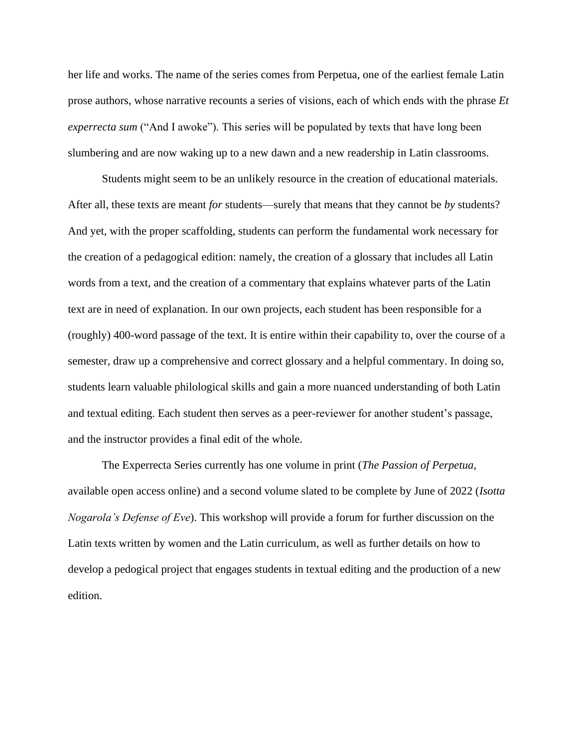her life and works. The name of the series comes from Perpetua, one of the earliest female Latin prose authors, whose narrative recounts a series of visions, each of which ends with the phrase *Et experrecta sum* ("And I awoke"). This series will be populated by texts that have long been slumbering and are now waking up to a new dawn and a new readership in Latin classrooms.

Students might seem to be an unlikely resource in the creation of educational materials. After all, these texts are meant *for* students—surely that means that they cannot be *by* students? And yet, with the proper scaffolding, students can perform the fundamental work necessary for the creation of a pedagogical edition: namely, the creation of a glossary that includes all Latin words from a text, and the creation of a commentary that explains whatever parts of the Latin text are in need of explanation. In our own projects, each student has been responsible for a (roughly) 400-word passage of the text. It is entire within their capability to, over the course of a semester, draw up a comprehensive and correct glossary and a helpful commentary. In doing so, students learn valuable philological skills and gain a more nuanced understanding of both Latin and textual editing. Each student then serves as a peer-reviewer for another student's passage, and the instructor provides a final edit of the whole.

The Experrecta Series currently has one volume in print (*The Passion of Perpetua*, available open access online) and a second volume slated to be complete by June of 2022 (*Isotta Nogarola's Defense of Eve*). This workshop will provide a forum for further discussion on the Latin texts written by women and the Latin curriculum, as well as further details on how to develop a pedogical project that engages students in textual editing and the production of a new edition.